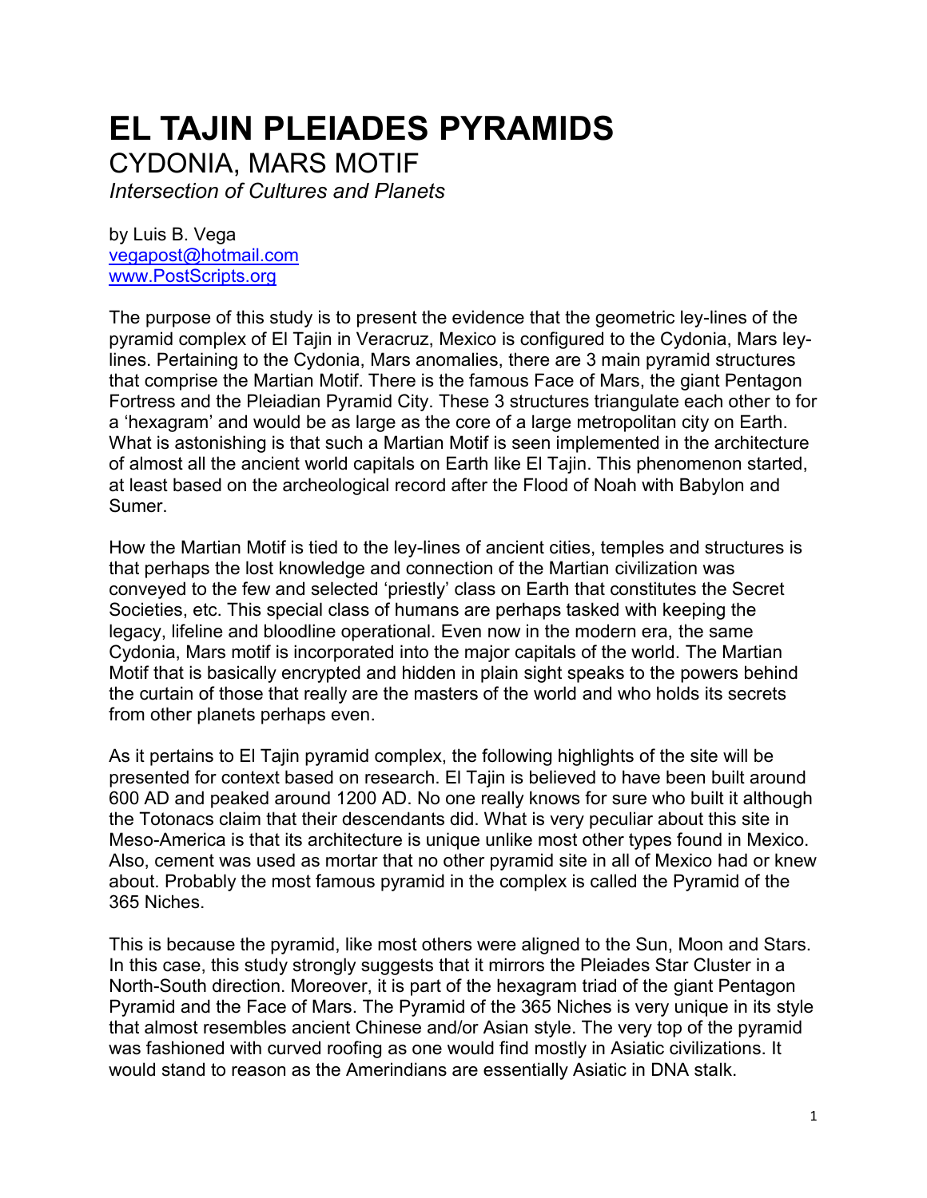# EL TAJIN PLEIADES PYRAMIDS

CYDONIA, MARS MOTIF

*Intersection of Cultures and Planets*

by Luis B. Vega
vegapost@hotmail.com
www.PostScripts.org

The purpose of this study is to present the evidence that the geometric ley-lines of the pyramid complex of El Tajin in Veracruz, Mexico is configured to the Cydonia, Mars ley-lines. Pertaining to the Cydonia, Mars anomalies, there are 3 main pyramid structures that comprise the Martian Motif. There is the famous Face of Mars, the giant Pentagon Fortress and the Pleiadian Pyramid City. These 3 structures triangulate each other to for a 'hexagram' and would be as large as the core of a large metropolitan city on Earth. What is astonishing is that such a Martian Motif is seen implemented in the architecture of almost all the ancient world capitals on Earth like El Tajin. This phenomenon started, at least based on the archeological record after the Flood of Noah with Babylon and Sumer.

How the Martian Motif is tied to the ley-lines of ancient cities, temples and structures is that perhaps the lost knowledge and connection of the Martian civilization was conveyed to the few and selected 'priestly' class on Earth that constitutes the Secret Societies, etc. This special class of humans are perhaps tasked with keeping the legacy, lifeline and bloodline operational. Even now in the modern era, the same Cydonia, Mars motif is incorporated into the major capitals of the world. The Martian Motif that is basically encrypted and hidden in plain sight speaks to the powers behind the curtain of those that really are the masters of the world and who holds its secrets from other planets perhaps even.

As it pertains to El Tajin pyramid complex, the following highlights of the site will be presented for context based on research. El Tajin is believed to have been built around 600 AD and peaked around 1200 AD. No one really knows for sure who built it although the Totonacs claim that their descendants did. What is very peculiar about this site in Meso-America is that its architecture is unique unlike most other types found in Mexico. Also, cement was used as mortar that no other pyramid site in all of Mexico had or knew about. Probably the most famous pyramid in the complex is called the Pyramid of the 365 Niches.

This is because the pyramid, like most others were aligned to the Sun, Moon and Stars. In this case, this study strongly suggests that it mirrors the Pleiades Star Cluster in a North-South direction. Moreover, it is part of the hexagram triad of the giant Pentagon Pyramid and the Face of Mars. The Pyramid of the 365 Niches is very unique in its style that almost resembles ancient Chinese and/or Asian style. The very top of the pyramid was fashioned with curved roofing as one would find mostly in Asiatic civilizations. It would stand to reason as the Amerindians are essentially Asiatic in DNA stalk.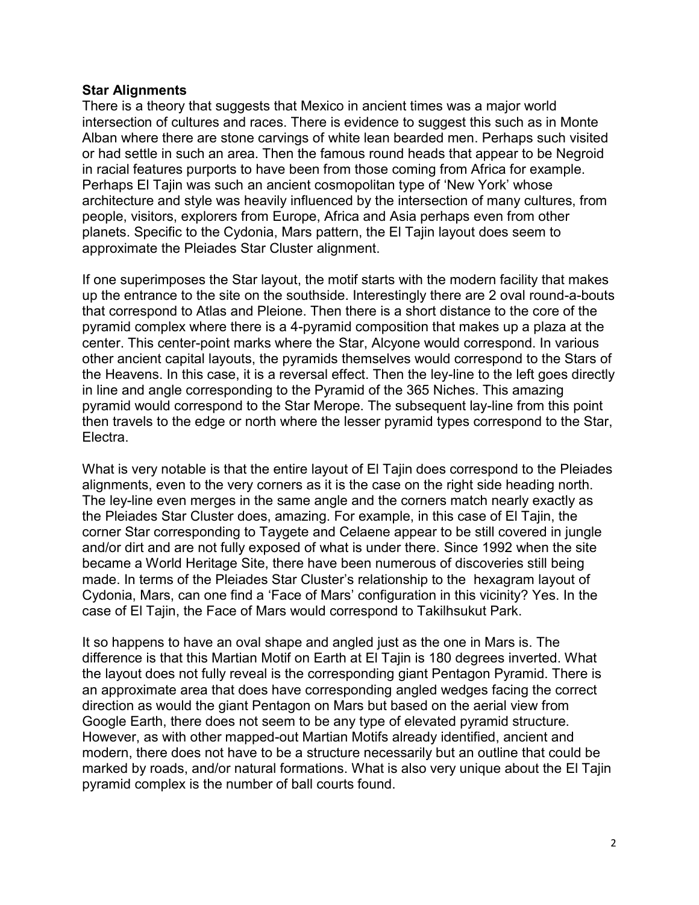**Star Alignments**

There is a theory that suggests that Mexico in ancient times was a major world intersection of cultures and races. There is evidence to suggest this such as in Monte Alban where there are stone carvings of white lean bearded men. Perhaps such visited or had settle in such an area. Then the famous round heads that appear to be Negroid in racial features purports to have been from those coming from Africa for example. Perhaps El Tajin was such an ancient cosmopolitan type of 'New York' whose architecture and style was heavily influenced by the intersection of many cultures, from people, visitors, explorers from Europe, Africa and Asia perhaps even from other planets. Specific to the Cydonia, Mars pattern, the El Tajin layout does seem to approximate the Pleiades Star Cluster alignment.

If one superimposes the Star layout, the motif starts with the modern facility that makes up the entrance to the site on the southside. Interestingly there are 2 oval round-a-bouts that correspond to Atlas and Pleione. Then there is a short distance to the core of the pyramid complex where there is a 4-pyramid composition that makes up a plaza at the center. This center-point marks where the Star, Alcyone would correspond. In various other ancient capital layouts, the pyramids themselves would correspond to the Stars of the Heavens. In this case, it is a reversal effect. Then the ley-line to the left goes directly in line and angle corresponding to the Pyramid of the 365 Niches. This amazing pyramid would correspond to the Star Merope. The subsequent lay-line from this point then travels to the edge or north where the lesser pyramid types correspond to the Star, Electra.

What is very notable is that the entire layout of El Tajin does correspond to the Pleiades alignments, even to the very corners as it is the case on the right side heading north. The ley-line even merges in the same angle and the corners match nearly exactly as the Pleiades Star Cluster does, amazing. For example, in this case of El Tajin, the corner Star corresponding to Taygete and Celaene appear to be still covered in jungle and/or dirt and are not fully exposed of what is under there. Since 1992 when the site became a World Heritage Site, there have been numerous of discoveries still being made. In terms of the Pleiades Star Cluster's relationship to the hexagram layout of Cydonia, Mars, can one find a 'Face of Mars' configuration in this vicinity? Yes. In the case of El Tajin, the Face of Mars would correspond to Takilhsukut Park.

It so happens to have an oval shape and angled just as the one in Mars is. The difference is that this Martian Motif on Earth at El Tajin is 180 degrees inverted. What the layout does not fully reveal is the corresponding giant Pentagon Pyramid. There is an approximate area that does have corresponding angled wedges facing the correct direction as would the giant Pentagon on Mars but based on the aerial view from Google Earth, there does not seem to be any type of elevated pyramid structure. However, as with other mapped-out Martian Motifs already identified, ancient and modern, there does not have to be a structure necessarily but an outline that could be marked by roads, and/or natural formations. What is also very unique about the El Tajin pyramid complex is the number of ball courts found.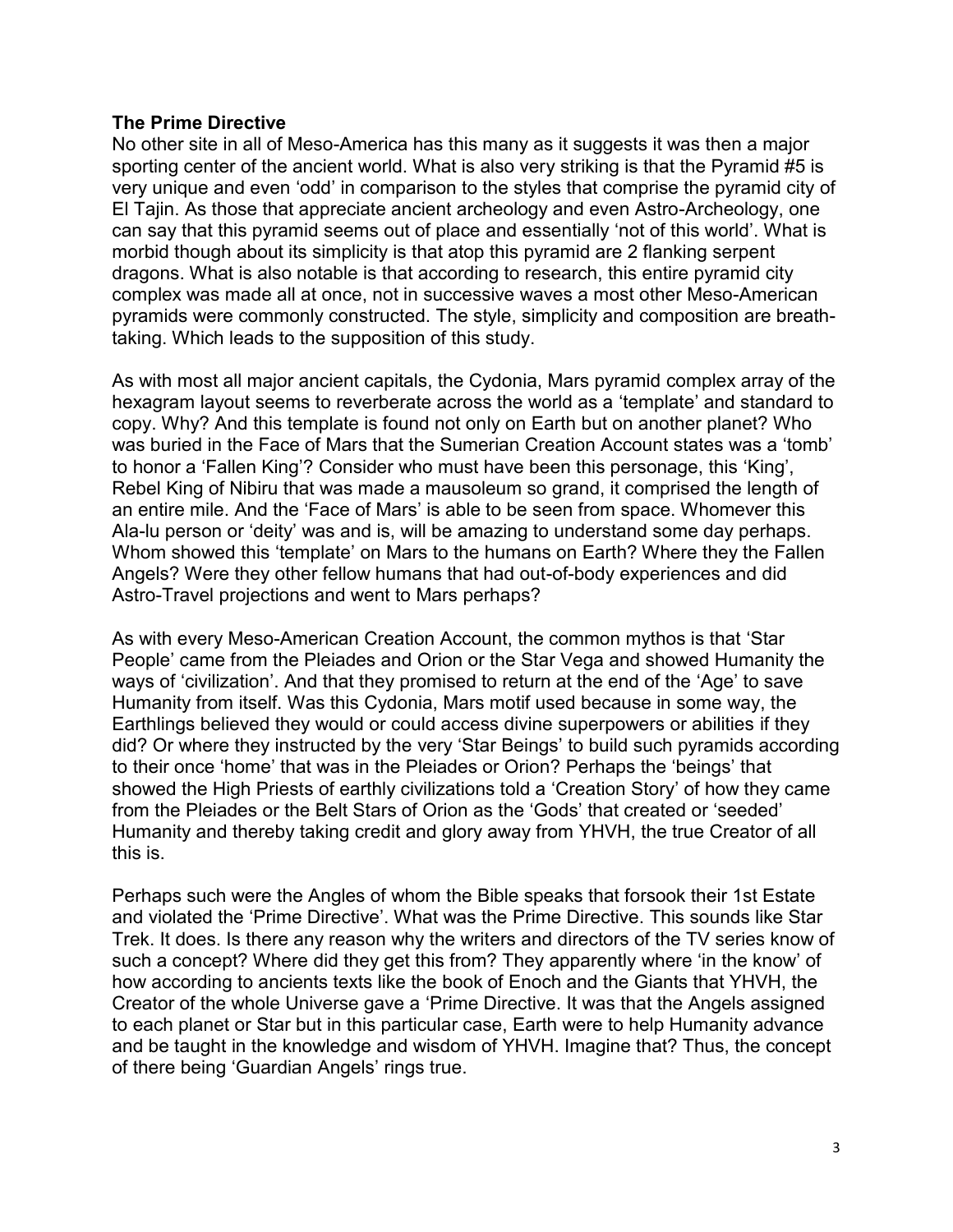**The Prime Directive**

No other site in all of Meso-America has this many as it suggests it was then a major sporting center of the ancient world. What is also very striking is that the Pyramid #5 is very unique and even 'odd' in comparison to the styles that comprise the pyramid city of El Tajin. As those that appreciate ancient archeology and even Astro-Archeology, one can say that this pyramid seems out of place and essentially 'not of this world'. What is morbid though about its simplicity is that atop this pyramid are 2 flanking serpent dragons. What is also notable is that according to research, this entire pyramid city complex was made all at once, not in successive waves a most other Meso-American pyramids were commonly constructed. The style, simplicity and composition are breath-taking. Which leads to the supposition of this study.

As with most all major ancient capitals, the Cydonia, Mars pyramid complex array of the hexagram layout seems to reverberate across the world as a 'template' and standard to copy. Why? And this template is found not only on Earth but on another planet? Who was buried in the Face of Mars that the Sumerian Creation Account states was a 'tomb' to honor a 'Fallen King'? Consider who must have been this personage, this 'King', Rebel King of Nibiru that was made a mausoleum so grand, it comprised the length of an entire mile. And the 'Face of Mars' is able to be seen from space. Whomever this Ala-lu person or 'deity' was and is, will be amazing to understand some day perhaps. Whom showed this 'template' on Mars to the humans on Earth? Where they the Fallen Angels? Were they other fellow humans that had out-of-body experiences and did Astro-Travel projections and went to Mars perhaps?

As with every Meso-American Creation Account, the common mythos is that 'Star People' came from the Pleiades and Orion or the Star Vega and showed Humanity the ways of 'civilization'. And that they promised to return at the end of the 'Age' to save Humanity from itself. Was this Cydonia, Mars motif used because in some way, the Earthlings believed they would or could access divine superpowers or abilities if they did? Or where they instructed by the very 'Star Beings' to build such pyramids according to their once 'home' that was in the Pleiades or Orion? Perhaps the 'beings' that showed the High Priests of earthly civilizations told a 'Creation Story' of how they came from the Pleiades or the Belt Stars of Orion as the 'Gods' that created or 'seeded' Humanity and thereby taking credit and glory away from YHVH, the true Creator of all this is.

Perhaps such were the Angles of whom the Bible speaks that forsook their 1st Estate and violated the 'Prime Directive'. What was the Prime Directive. This sounds like Star Trek. It does. Is there any reason why the writers and directors of the TV series know of such a concept? Where did they get this from? They apparently where 'in the know' of how according to ancients texts like the book of Enoch and the Giants that YHVH, the Creator of the whole Universe gave a 'Prime Directive. It was that the Angels assigned to each planet or Star but in this particular case, Earth were to help Humanity advance and be taught in the knowledge and wisdom of YHVH. Imagine that? Thus, the concept of there being 'Guardian Angels' rings true.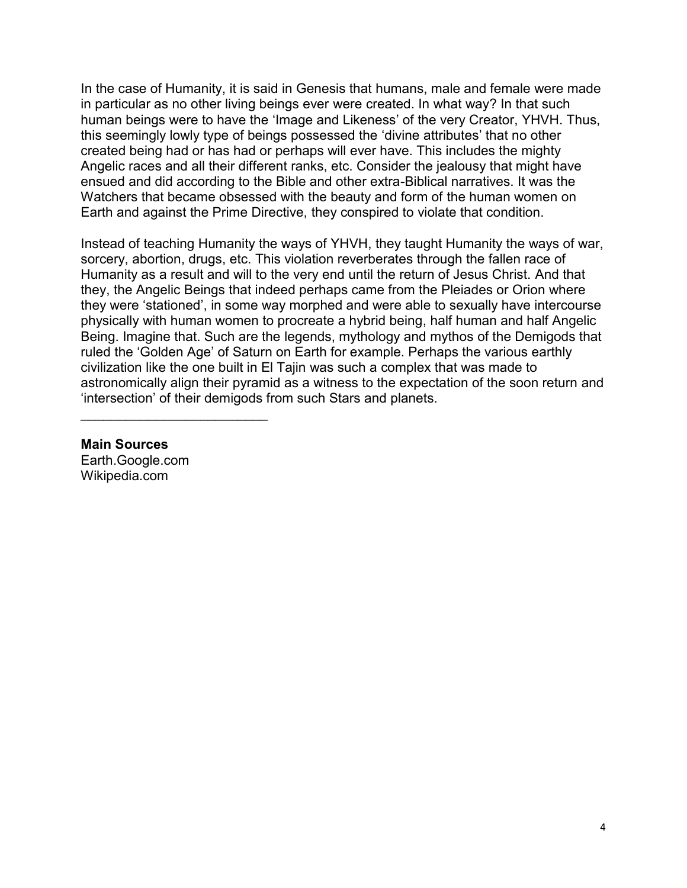In the case of Humanity, it is said in Genesis that humans, male and female were made in particular as no other living beings ever were created. In what way? In that such human beings were to have the 'Image and Likeness' of the very Creator, YHVH. Thus, this seemingly lowly type of beings possessed the 'divine attributes' that no other created being had or has had or perhaps will ever have. This includes the mighty Angelic races and all their different ranks, etc. Consider the jealousy that might have ensued and did according to the Bible and other extra-Biblical narratives. It was the Watchers that became obsessed with the beauty and form of the human women on Earth and against the Prime Directive, they conspired to violate that condition.

Instead of teaching Humanity the ways of YHVH, they taught Humanity the ways of war, sorcery, abortion, drugs, etc. This violation reverberates through the fallen race of Humanity as a result and will to the very end until the return of Jesus Christ. And that they, the Angelic Beings that indeed perhaps came from the Pleiades or Orion where they were 'stationed', in some way morphed and were able to sexually have intercourse physically with human women to procreate a hybrid being, half human and half Angelic Being. Imagine that. Such are the legends, mythology and mythos of the Demigods that ruled the 'Golden Age' of Saturn on Earth for example. Perhaps the various earthly civilization like the one built in El Tajin was such a complex that was made to astronomically align their pyramid as a witness to the expectation of the soon return and 'intersection' of their demigods from such Stars and planets.

---

**Main Sources**
Earth.Google.com
Wikipedia.com